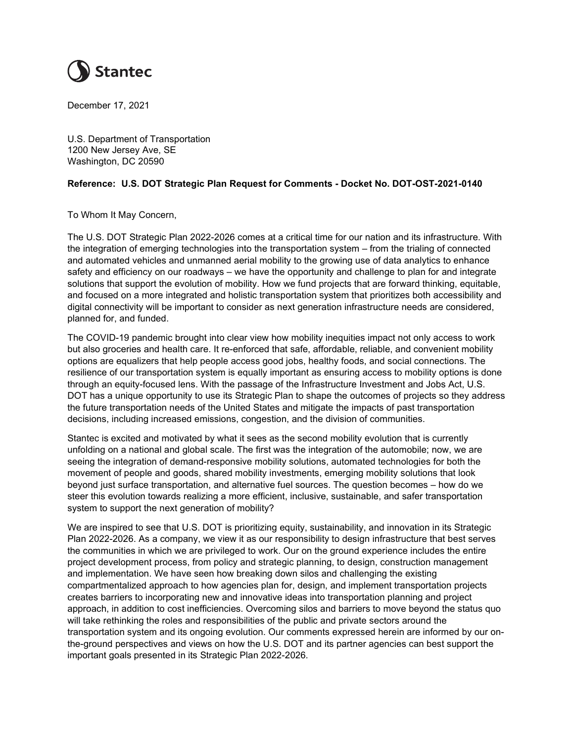Stantec

December 17, 2021

U.S. Department of Transportation
1200 New Jersey Ave, SE
Washington, DC 20590

**Reference: U.S. DOT Strategic Plan Request for Comments - Docket No. DOT-OST-2021-0140**

To Whom It May Concern,

The U.S. DOT Strategic Plan 2022-2026 comes at a critical time for our nation and its infrastructure. With the integration of emerging technologies into the transportation system – from the trialing of connected and automated vehicles and unmanned aerial mobility to the growing use of data analytics to enhance safety and efficiency on our roadways – we have the opportunity and challenge to plan for and integrate solutions that support the evolution of mobility. How we fund projects that are forward thinking, equitable, and focused on a more integrated and holistic transportation system that prioritizes both accessibility and digital connectivity will be important to consider as next generation infrastructure needs are considered, planned for, and funded.

The COVID-19 pandemic brought into clear view how mobility inequities impact not only access to work but also groceries and health care. It re-enforced that safe, affordable, reliable, and convenient mobility options are equalizers that help people access good jobs, healthy foods, and social connections. The resilience of our transportation system is equally important as ensuring access to mobility options is done through an equity-focused lens. With the passage of the Infrastructure Investment and Jobs Act, U.S. DOT has a unique opportunity to use its Strategic Plan to shape the outcomes of projects so they address the future transportation needs of the United States and mitigate the impacts of past transportation decisions, including increased emissions, congestion, and the division of communities.

Stantec is excited and motivated by what it sees as the second mobility evolution that is currently unfolding on a national and global scale. The first was the integration of the automobile; now, we are seeing the integration of demand-responsive mobility solutions, automated technologies for both the movement of people and goods, shared mobility investments, emerging mobility solutions that look beyond just surface transportation, and alternative fuel sources. The question becomes – how do we steer this evolution towards realizing a more efficient, inclusive, sustainable, and safer transportation system to support the next generation of mobility?

We are inspired to see that U.S. DOT is prioritizing equity, sustainability, and innovation in its Strategic Plan 2022-2026. As a company, we view it as our responsibility to design infrastructure that best serves the communities in which we are privileged to work. Our on the ground experience includes the entire project development process, from policy and strategic planning, to design, construction management and implementation. We have seen how breaking down silos and challenging the existing compartmentalized approach to how agencies plan for, design, and implement transportation projects creates barriers to incorporating new and innovative ideas into transportation planning and project approach, in addition to cost inefficiencies. Overcoming silos and barriers to move beyond the status quo will take rethinking the roles and responsibilities of the public and private sectors around the transportation system and its ongoing evolution. Our comments expressed herein are informed by our on-the-ground perspectives and views on how the U.S. DOT and its partner agencies can best support the important goals presented in its Strategic Plan 2022-2026.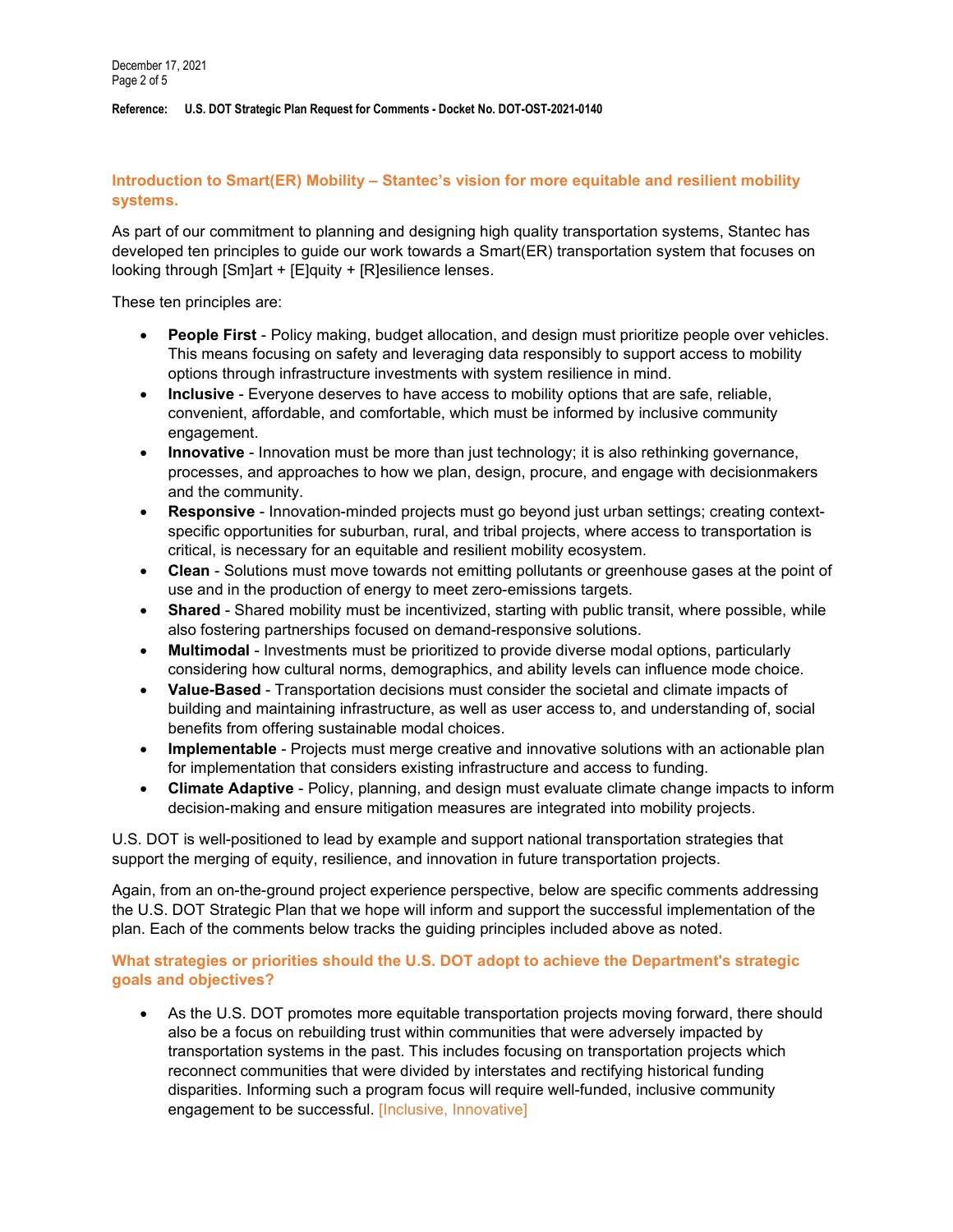## Introduction to Smart(ER) Mobility – Stantec's vision for more equitable and resilient mobility systems.

As part of our commitment to planning and designing high quality transportation systems, Stantec has developed ten principles to guide our work towards a Smart(ER) transportation system that focuses on looking through [Sm]art + [E]quity + [R]esilience lenses.

These ten principles are:

- **People First** - Policy making, budget allocation, and design must prioritize people over vehicles. This means focusing on safety and leveraging data responsibly to support access to mobility options through infrastructure investments with system resilience in mind.
- **Inclusive** - Everyone deserves to have access to mobility options that are safe, reliable, convenient, affordable, and comfortable, which must be informed by inclusive community engagement.
- **Innovative** - Innovation must be more than just technology; it is also rethinking governance, processes, and approaches to how we plan, design, procure, and engage with decisionmakers and the community.
- **Responsive** - Innovation-minded projects must go beyond just urban settings; creating context-specific opportunities for suburban, rural, and tribal projects, where access to transportation is critical, is necessary for an equitable and resilient mobility ecosystem.
- **Clean** - Solutions must move towards not emitting pollutants or greenhouse gases at the point of use and in the production of energy to meet zero-emissions targets.
- **Shared** - Shared mobility must be incentivized, starting with public transit, where possible, while also fostering partnerships focused on demand-responsive solutions.
- **Multimodal** - Investments must be prioritized to provide diverse modal options, particularly considering how cultural norms, demographics, and ability levels can influence mode choice.
- **Value-Based** - Transportation decisions must consider the societal and climate impacts of building and maintaining infrastructure, as well as user access to, and understanding of, social benefits from offering sustainable modal choices.
- **Implementable** - Projects must merge creative and innovative solutions with an actionable plan for implementation that considers existing infrastructure and access to funding.
- **Climate Adaptive** - Policy, planning, and design must evaluate climate change impacts to inform decision-making and ensure mitigation measures are integrated into mobility projects.

U.S. DOT is well-positioned to lead by example and support national transportation strategies that support the merging of equity, resilience, and innovation in future transportation projects.

Again, from an on-the-ground project experience perspective, below are specific comments addressing the U.S. DOT Strategic Plan that we hope will inform and support the successful implementation of the plan. Each of the comments below tracks the guiding principles included above as noted.

## What strategies or priorities should the U.S. DOT adopt to achieve the Department's strategic goals and objectives?

- As the U.S. DOT promotes more equitable transportation projects moving forward, there should also be a focus on rebuilding trust within communities that were adversely impacted by transportation systems in the past. This includes focusing on transportation projects which reconnect communities that were divided by interstates and rectifying historical funding disparities. Informing such a program focus will require well-funded, inclusive community engagement to be successful. [Inclusive, Innovative]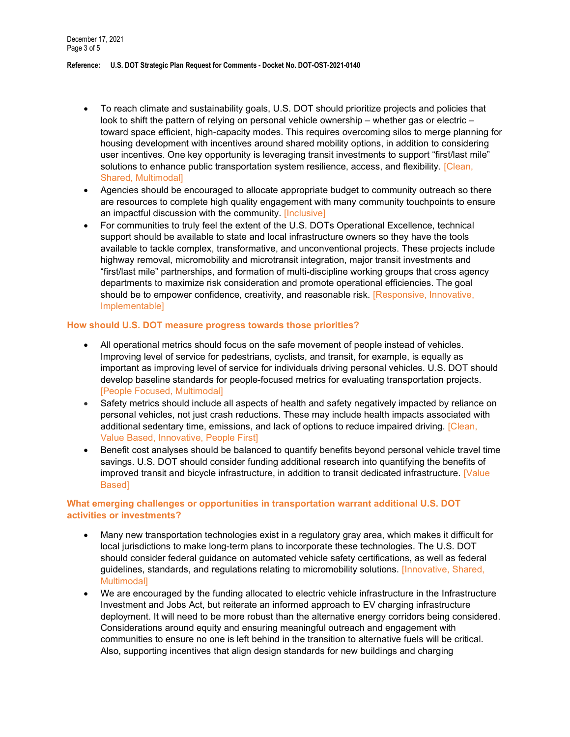- To reach climate and sustainability goals, U.S. DOT should prioritize projects and policies that look to shift the pattern of relying on personal vehicle ownership – whether gas or electric – toward space efficient, high-capacity modes. This requires overcoming silos to merge planning for housing development with incentives around shared mobility options, in addition to considering user incentives. One key opportunity is leveraging transit investments to support "first/last mile" solutions to enhance public transportation system resilience, access, and flexibility. [Clean, Shared, Multimodal]
- Agencies should be encouraged to allocate appropriate budget to community outreach so there are resources to complete high quality engagement with many community touchpoints to ensure an impactful discussion with the community. [Inclusive]
- For communities to truly feel the extent of the U.S. DOTs Operational Excellence, technical support should be available to state and local infrastructure owners so they have the tools available to tackle complex, transformative, and unconventional projects. These projects include highway removal, micromobility and microtransit integration, major transit investments and "first/last mile" partnerships, and formation of multi-discipline working groups that cross agency departments to maximize risk consideration and promote operational efficiencies. The goal should be to empower confidence, creativity, and reasonable risk. [Responsive, Innovative, Implementable]

### How should U.S. DOT measure progress towards those priorities?

- All operational metrics should focus on the safe movement of people instead of vehicles. Improving level of service for pedestrians, cyclists, and transit, for example, is equally as important as improving level of service for individuals driving personal vehicles. U.S. DOT should develop baseline standards for people-focused metrics for evaluating transportation projects. [People Focused, Multimodal]
- Safety metrics should include all aspects of health and safety negatively impacted by reliance on personal vehicles, not just crash reductions. These may include health impacts associated with additional sedentary time, emissions, and lack of options to reduce impaired driving. [Clean, Value Based, Innovative, People First]
- Benefit cost analyses should be balanced to quantify benefits beyond personal vehicle travel time savings. U.S. DOT should consider funding additional research into quantifying the benefits of improved transit and bicycle infrastructure, in addition to transit dedicated infrastructure. [Value Based]

### What emerging challenges or opportunities in transportation warrant additional U.S. DOT activities or investments?

- Many new transportation technologies exist in a regulatory gray area, which makes it difficult for local jurisdictions to make long-term plans to incorporate these technologies. The U.S. DOT should consider federal guidance on automated vehicle safety certifications, as well as federal guidelines, standards, and regulations relating to micromobility solutions. [Innovative, Shared, Multimodal]
- We are encouraged by the funding allocated to electric vehicle infrastructure in the Infrastructure Investment and Jobs Act, but reiterate an informed approach to EV charging infrastructure deployment. It will need to be more robust than the alternative energy corridors being considered. Considerations around equity and ensuring meaningful outreach and engagement with communities to ensure no one is left behind in the transition to alternative fuels will be critical. Also, supporting incentives that align design standards for new buildings and charging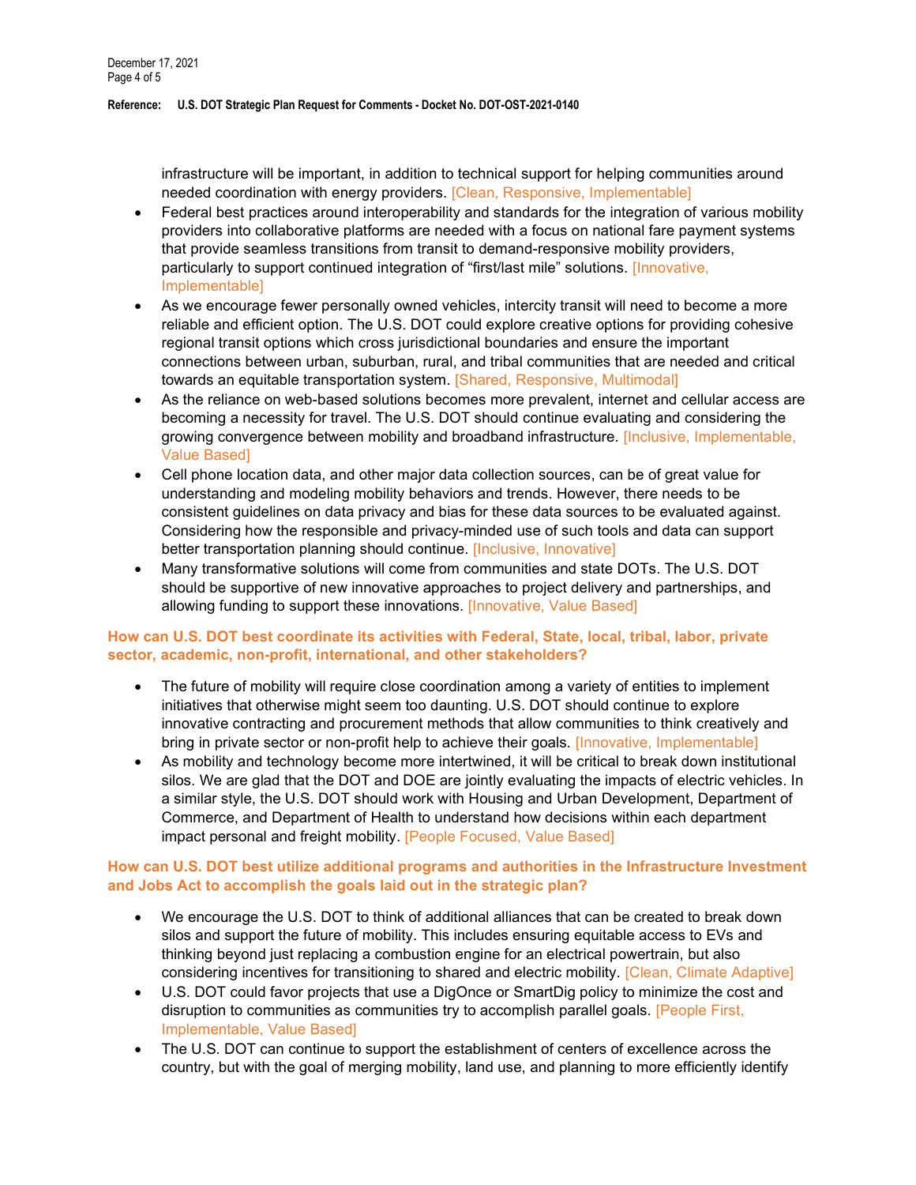infrastructure will be important, in addition to technical support for helping communities around needed coordination with energy providers. [Clean, Responsive, Implementable]

- Federal best practices around interoperability and standards for the integration of various mobility providers into collaborative platforms are needed with a focus on national fare payment systems that provide seamless transitions from transit to demand-responsive mobility providers, particularly to support continued integration of "first/last mile" solutions. [Innovative, Implementable]
- As we encourage fewer personally owned vehicles, intercity transit will need to become a more reliable and efficient option. The U.S. DOT could explore creative options for providing cohesive regional transit options which cross jurisdictional boundaries and ensure the important connections between urban, suburban, rural, and tribal communities that are needed and critical towards an equitable transportation system. [Shared, Responsive, Multimodal]
- As the reliance on web-based solutions becomes more prevalent, internet and cellular access are becoming a necessity for travel. The U.S. DOT should continue evaluating and considering the growing convergence between mobility and broadband infrastructure. [Inclusive, Implementable, Value Based]
- Cell phone location data, and other major data collection sources, can be of great value for understanding and modeling mobility behaviors and trends. However, there needs to be consistent guidelines on data privacy and bias for these data sources to be evaluated against. Considering how the responsible and privacy-minded use of such tools and data can support better transportation planning should continue. [Inclusive, Innovative]
- Many transformative solutions will come from communities and state DOTs. The U.S. DOT should be supportive of new innovative approaches to project delivery and partnerships, and allowing funding to support these innovations. [Innovative, Value Based]

### How can U.S. DOT best coordinate its activities with Federal, State, local, tribal, labor, private sector, academic, non-profit, international, and other stakeholders?

- The future of mobility will require close coordination among a variety of entities to implement initiatives that otherwise might seem too daunting. U.S. DOT should continue to explore innovative contracting and procurement methods that allow communities to think creatively and bring in private sector or non-profit help to achieve their goals. [Innovative, Implementable]
- As mobility and technology become more intertwined, it will be critical to break down institutional silos. We are glad that the DOT and DOE are jointly evaluating the impacts of electric vehicles. In a similar style, the U.S. DOT should work with Housing and Urban Development, Department of Commerce, and Department of Health to understand how decisions within each department impact personal and freight mobility. [People Focused, Value Based]

### How can U.S. DOT best utilize additional programs and authorities in the Infrastructure Investment and Jobs Act to accomplish the goals laid out in the strategic plan?

- We encourage the U.S. DOT to think of additional alliances that can be created to break down silos and support the future of mobility. This includes ensuring equitable access to EVs and thinking beyond just replacing a combustion engine for an electrical powertrain, but also considering incentives for transitioning to shared and electric mobility. [Clean, Climate Adaptive]
- U.S. DOT could favor projects that use a DigOnce or SmartDig policy to minimize the cost and disruption to communities as communities try to accomplish parallel goals. [People First, Implementable, Value Based]
- The U.S. DOT can continue to support the establishment of centers of excellence across the country, but with the goal of merging mobility, land use, and planning to more efficiently identify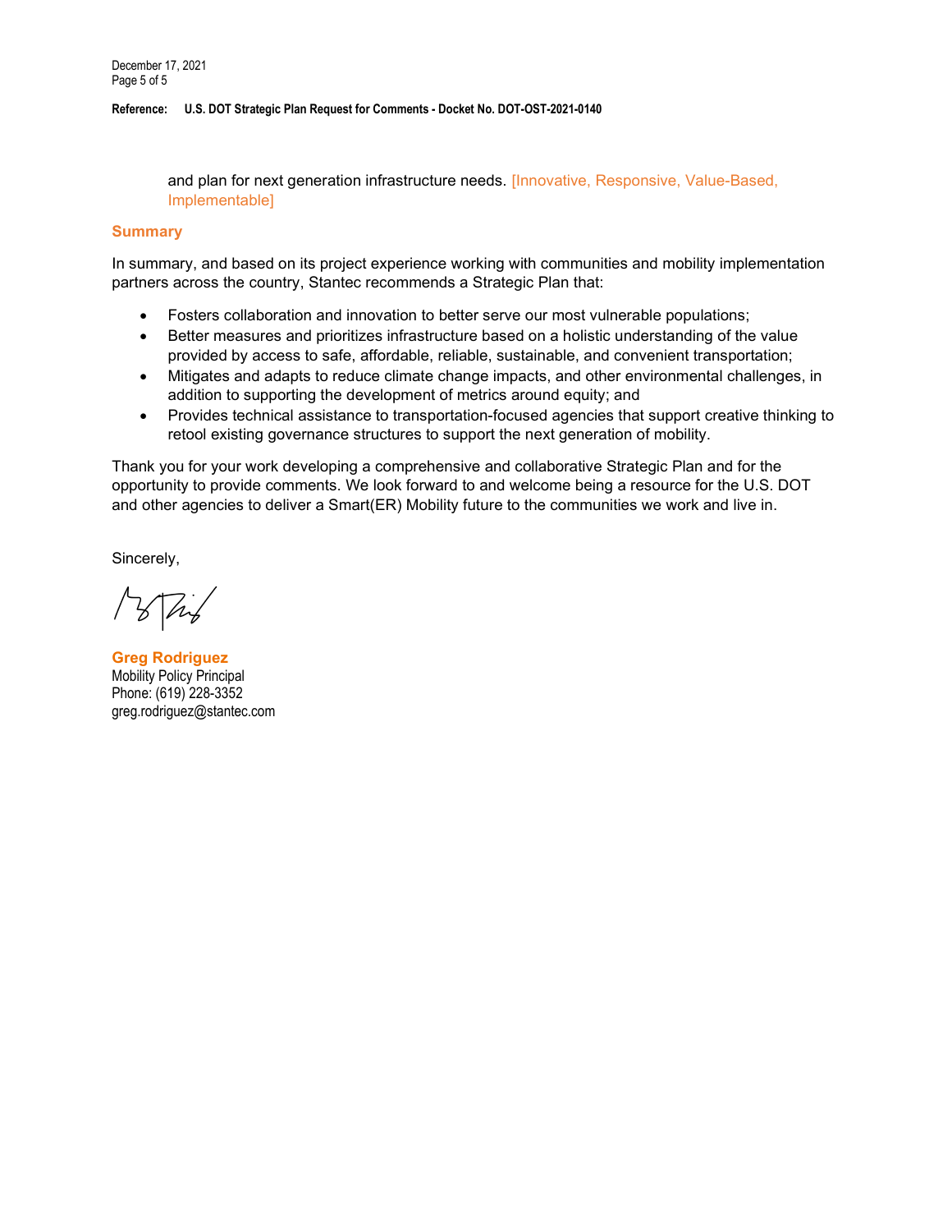and plan for next generation infrastructure needs. [Innovative, Responsive, Value-Based, Implementable]

## Summary

In summary, and based on its project experience working with communities and mobility implementation partners across the country, Stantec recommends a Strategic Plan that:

- Fosters collaboration and innovation to better serve our most vulnerable populations;
- Better measures and prioritizes infrastructure based on a holistic understanding of the value provided by access to safe, affordable, reliable, sustainable, and convenient transportation;
- Mitigates and adapts to reduce climate change impacts, and other environmental challenges, in addition to supporting the development of metrics around equity; and
- Provides technical assistance to transportation-focused agencies that support creative thinking to retool existing governance structures to support the next generation of mobility.

Thank you for your work developing a comprehensive and collaborative Strategic Plan and for the opportunity to provide comments. We look forward to and welcome being a resource for the U.S. DOT and other agencies to deliver a Smart(ER) Mobility future to the communities we work and live in.

Sincerely,

**Greg Rodriguez**
Mobility Policy Principal
Phone: (619) 228-3352
greg.rodriguez@stantec.com